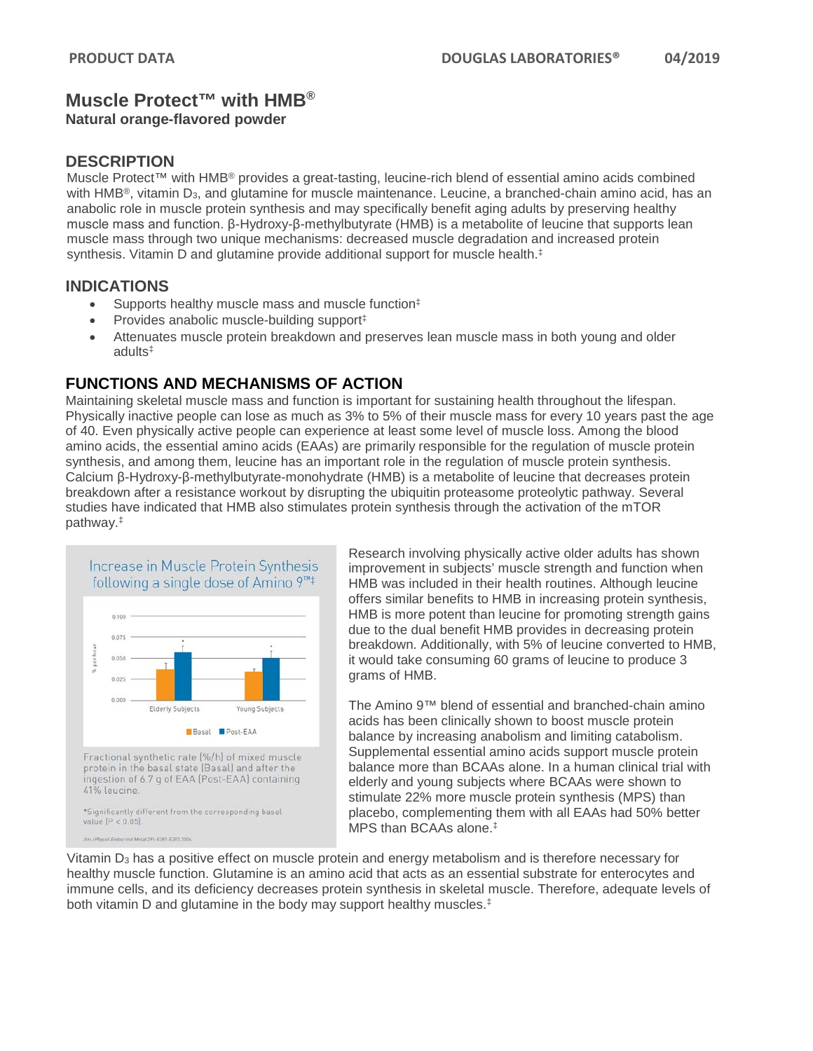# Muscle Protect™ with HMB®

**Natural orange-flavored powder**

## DESCRIPTION

Muscle Protect™ with HMB® provides a great-tasting, leucine-rich blend of essential amino acids combined with HMB®, vitamin $D_3$, and glutamine for muscle maintenance. Leucine, a branched-chain amino acid, has an anabolic role in muscle protein synthesis and may specifically benefit aging adults by preserving healthy muscle mass and function. β-Hydroxy-β-methylbutyrate (HMB) is a metabolite of leucine that supports lean muscle mass through two unique mechanisms: decreased muscle degradation and increased protein synthesis. Vitamin D and glutamine provide additional support for muscle health.‡

## INDICATIONS

- Supports healthy muscle mass and muscle function‡
- Provides anabolic muscle-building support‡
- Attenuates muscle protein breakdown and preserves lean muscle mass in both young and older adults‡

## FUNCTIONS AND MECHANISMS OF ACTION

Maintaining skeletal muscle mass and function is important for sustaining health throughout the lifespan. Physically inactive people can lose as much as 3% to 5% of their muscle mass for every 10 years past the age of 40. Even physically active people can experience at least some level of muscle loss. Among the blood amino acids, the essential amino acids (EAAs) are primarily responsible for the regulation of muscle protein synthesis, and among them, leucine has an important role in the regulation of muscle protein synthesis. Calcium β-Hydroxy-β-methylbutyrate-monohydrate (HMB) is a metabolite of leucine that decreases protein breakdown after a resistance workout by disrupting the ubiquitin proteasome proteolytic pathway. Several studies have indicated that HMB also stimulates protein synthesis through the activation of the mTOR pathway.‡

Increase in Muscle Protein Synthesis following a single dose of Amino 9™‡

Fractional synthetic rate (%/h) of mixed muscle protein in the basal state (Basal) and after the ingestion of 6.7 g of EAA (Post-EAA) containing 41% leucine.

*Significantly different from the corresponding basal value ($P < 0.05$).

Am J Physiol Endocrinol Metab 291: E381-E387, 2006.

Research involving physically active older adults has shown improvement in subjects' muscle strength and function when HMB was included in their health routines. Although leucine offers similar benefits to HMB in increasing protein synthesis, HMB is more potent than leucine for promoting strength gains due to the dual benefit HMB provides in decreasing protein breakdown. Additionally, with 5% of leucine converted to HMB, it would take consuming 60 grams of leucine to produce 3 grams of HMB.

The Amino 9™ blend of essential and branched-chain amino acids has been clinically shown to boost muscle protein balance by increasing anabolism and limiting catabolism. Supplemental essential amino acids support muscle protein balance more than BCAAs alone. In a human clinical trial with elderly and young subjects where BCAAs were shown to stimulate 22% more muscle protein synthesis (MPS) than placebo, complementing them with all EAAs had 50% better MPS than BCAAs alone.‡

Vitamin $D_3$ has a positive effect on muscle protein and energy metabolism and is therefore necessary for healthy muscle function. Glutamine is an amino acid that acts as an essential substrate for enterocytes and immune cells, and its deficiency decreases protein synthesis in skeletal muscle. Therefore, adequate levels of both vitamin D and glutamine in the body may support healthy muscles.‡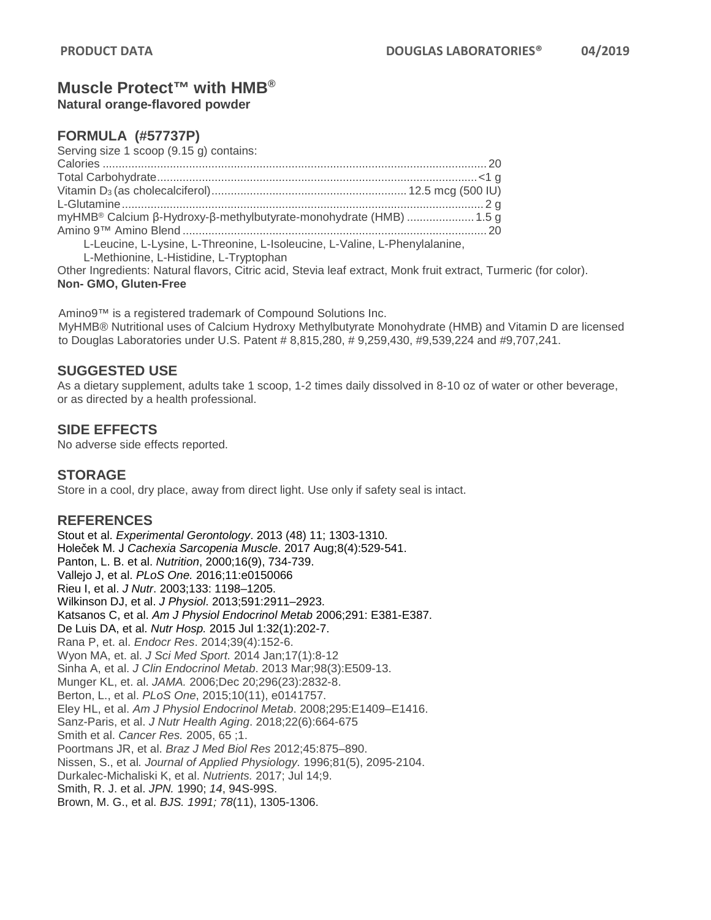# Muscle Protect™ with HMB®

**Natural orange-flavored powder**

## FORMULA (#57737P)

Serving size 1 scoop (9.15 g) contains:

| | |
|---|---|
| Calories | 20 |
| Total Carbohydrate | <1 g |
| Vitamin $D_3$ (as cholecalciferol) | 12.5 mcg (500 IU) |
| L-Glutamine | 2 g |
| myHMB® Calcium β-Hydroxy-β-methylbutyrate-monohydrate (HMB) | 1.5 g |
| Amino 9™ Amino Blend | 20 |

L-Leucine, L-Lysine, L-Threonine, L-Isoleucine, L-Valine, L-Phenylalanine, L-Methionine, L-Histidine, L-Tryptophan

Other Ingredients: Natural flavors, Citric acid, Stevia leaf extract, Monk fruit extract, Turmeric (for color).

**Non- GMO, Gluten-Free**

Amino9™ is a registered trademark of Compound Solutions Inc.

MyHMB® Nutritional uses of Calcium Hydroxy Methylbutyrate Monohydrate (HMB) and Vitamin D are licensed to Douglas Laboratories under U.S. Patent # 8,815,280, # 9,259,430, #9,539,224 and #9,707,241.

## SUGGESTED USE

As a dietary supplement, adults take 1 scoop, 1-2 times daily dissolved in 8-10 oz of water or other beverage, or as directed by a health professional.

## SIDE EFFECTS

No adverse side effects reported.

## STORAGE

Store in a cool, dry place, away from direct light. Use only if safety seal is intact.

## REFERENCES

Stout et al. *Experimental Gerontology*. 2013 (48) 11; 1303-1310.
Holeček M. J *Cachexia Sarcopenia Muscle*. 2017 Aug;8(4):529-541.
Panton, L. B. et al. *Nutrition*, 2000;16(9), 734-739.
Vallejo J, et al. *PLoS One.* 2016;11:e0150066
Rieu I, et al. *J Nutr*. 2003;133: 1198–1205.
Wilkinson DJ, et al. *J Physiol*. 2013;591:2911–2923.
Katsanos C, et al. *Am J Physiol Endocrinol Metab* 2006;291: E381-E387.
De Luis DA, et al. *Nutr Hosp.* 2015 Jul 1:32(1):202-7.
Rana P, et. al. *Endocr Res*. 2014;39(4):152-6.
Wyon MA, et. al. *J Sci Med Sport.* 2014 Jan;17(1):8-12
Sinha A, et al. *J Clin Endocrinol Metab*. 2013 Mar;98(3):E509-13.
Munger KL, et. al. *JAMA.* 2006;Dec 20;296(23):2832-8.
Berton, L., et al. *PLoS One*, 2015;10(11), e0141757.
Eley HL, et al. *Am J Physiol Endocrinol Metab*. 2008;295:E1409–E1416.
Sanz-Paris, et al. *J Nutr Health Aging*. 2018;22(6):664-675
Smith et al. *Cancer Res.* 2005, 65 ;1.
Poortmans JR, et al. *Braz J Med Biol Res* 2012;45:875–890.
Nissen, S., et al*. Journal of Applied Physiology.* 1996;81(5), 2095-2104.
Durkalec-Michaliski K, et al. *Nutrients.* 2017; Jul 14;9.
Smith, R. J. et al. *JPN.* 1990; *14*, 94S-99S.
Brown, M. G., et al. *BJS. 1991; 78*(11), 1305-1306.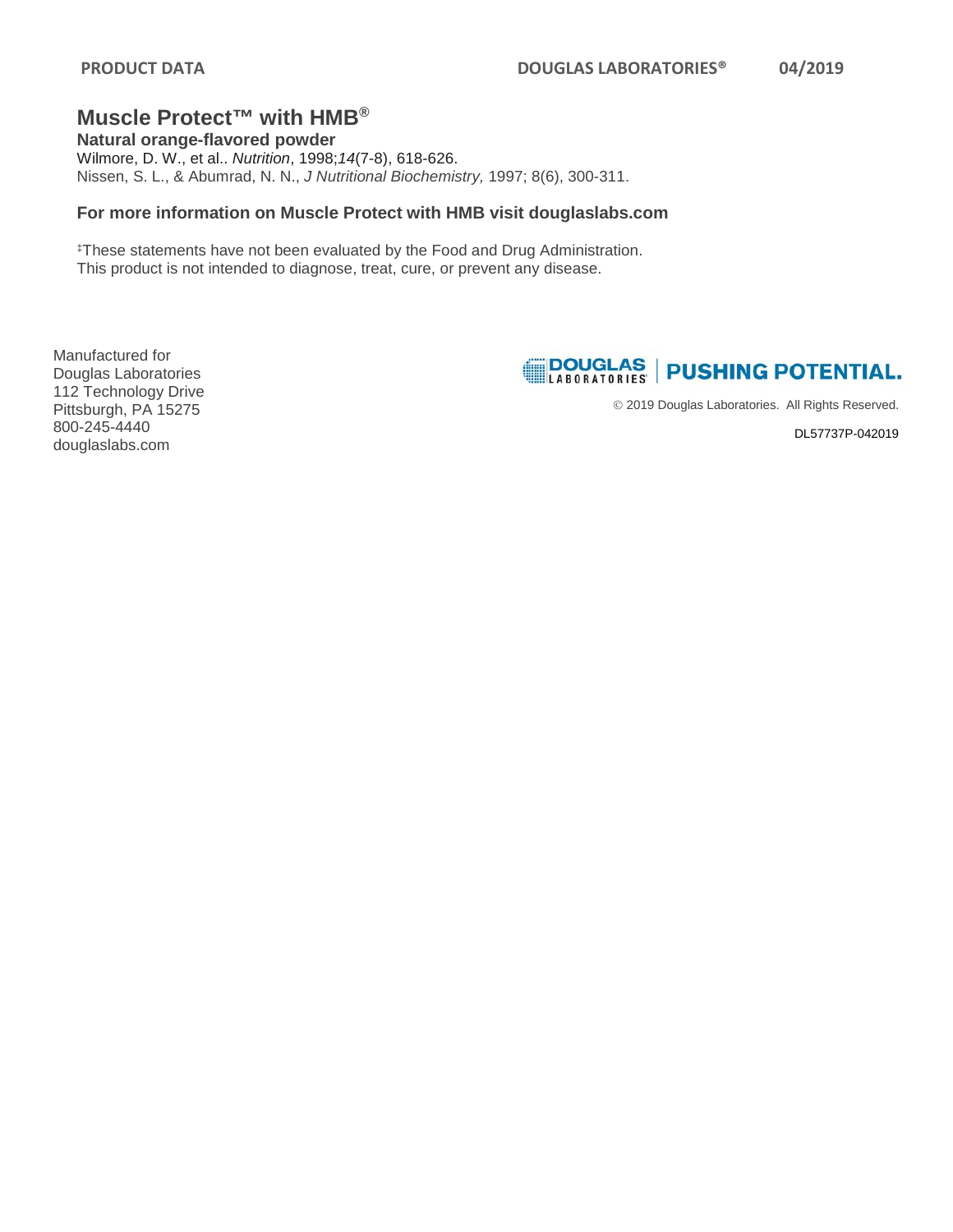## Muscle Protect™ with HMB®

**Natural orange-flavored powder**

Wilmore, D. W., et al.. *Nutrition*, 1998;*14*(7-8), 618-626.
Nissen, S. L., & Abumrad, N. N., *J Nutritional Biochemistry,* 1997; 8(6), 300-311.

**For more information on Muscle Protect with HMB visit douglaslabs.com**

‡These statements have not been evaluated by the Food and Drug Administration.
This product is not intended to diagnose, treat, cure, or prevent any disease.

Manufactured for
Douglas Laboratories
112 Technology Drive
Pittsburgh, PA 15275
800-245-4440
douglaslabs.com

DOUGLAS LABORATORIES | PUSHING POTENTIAL.

© 2019 Douglas Laboratories. All Rights Reserved.

DL57737P-042019